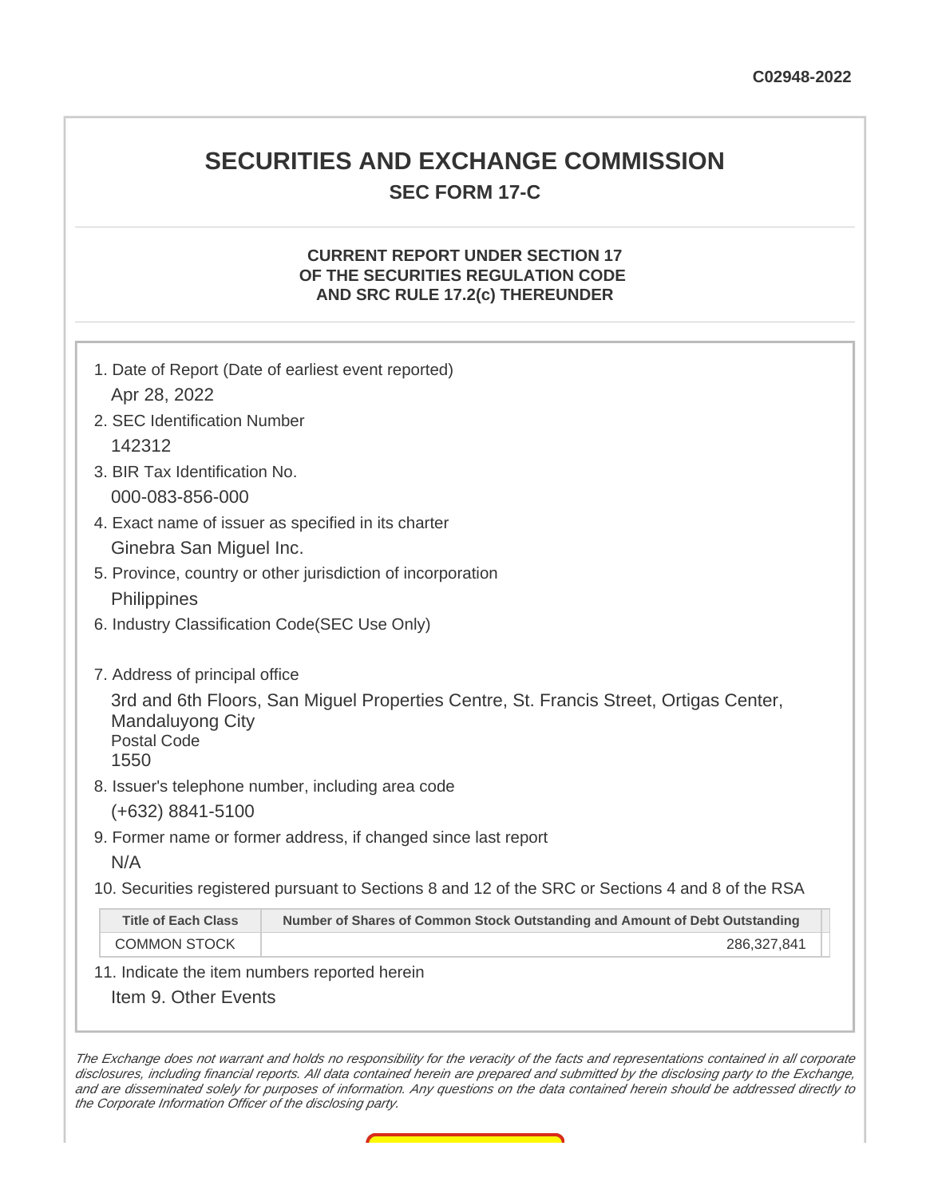C02948-2022

# SECURITIES AND EXCHANGE COMMISSION

## SEC FORM 17-C

### CURRENT REPORT UNDER SECTION 17 OF THE SECURITIES REGULATION CODE AND SRC RULE 17.2(c) THEREUNDER

1. Date of Report (Date of earliest event reported)
   Apr 28, 2022
2. SEC Identification Number
   142312
3. BIR Tax Identification No.
   000-083-856-000
4. Exact name of issuer as specified in its charter
   Ginebra San Miguel Inc.
5. Province, country or other jurisdiction of incorporation
   Philippines
6. Industry Classification Code(SEC Use Only)

7. Address of principal office
   3rd and 6th Floors, San Miguel Properties Centre, St. Francis Street, Ortigas Center, Mandaluyong City
   Postal Code
   1550
8. Issuer's telephone number, including area code
   (+632) 8841-5100
9. Former name or former address, if changed since last report
   N/A
10. Securities registered pursuant to Sections 8 and 12 of the SRC or Sections 4 and 8 of the RSA

| Title of Each Class | Number of Shares of Common Stock Outstanding and Amount of Debt Outstanding |
|---|---|
| COMMON STOCK | 286,327,841 |

11. Indicate the item numbers reported herein
    Item 9. Other Events

*The Exchange does not warrant and holds no responsibility for the veracity of the facts and representations contained in all corporate disclosures, including financial reports. All data contained herein are prepared and submitted by the disclosing party to the Exchange, and are disseminated solely for purposes of information. Any questions on the data contained herein should be addressed directly to the Corporate Information Officer of the disclosing party.*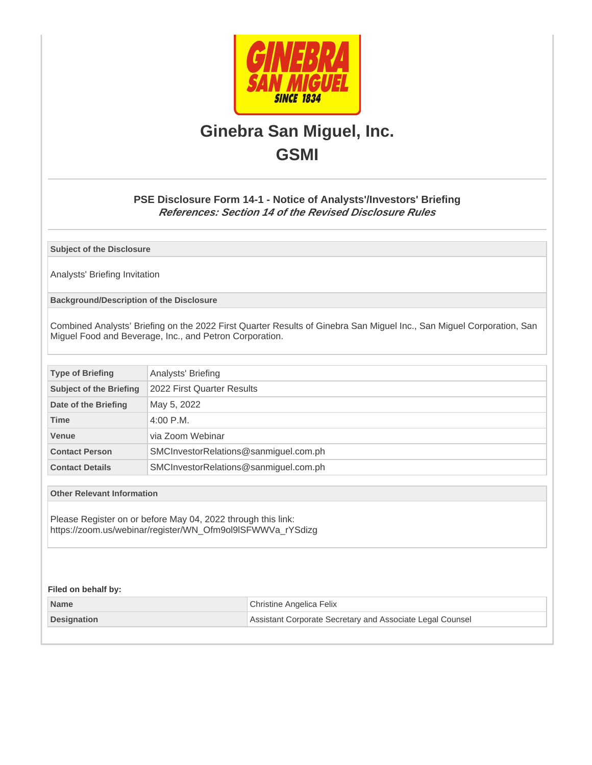# Ginebra San Miguel, Inc.

# GSMI

### PSE Disclosure Form 14-1 - Notice of Analysts'/Investors' Briefing

***References: Section 14 of the Revised Disclosure Rules***

**Subject of the Disclosure**

Analysts' Briefing Invitation

**Background/Description of the Disclosure**

Combined Analysts' Briefing on the 2022 First Quarter Results of Ginebra San Miguel Inc., San Miguel Corporation, San Miguel Food and Beverage, Inc., and Petron Corporation.

| | |
|---|---|
| **Type of Briefing** | Analysts' Briefing |
| **Subject of the Briefing** | 2022 First Quarter Results |
| **Date of the Briefing** | May 5, 2022 |
| **Time** | 4:00 P.M. |
| **Venue** | via Zoom Webinar |
| **Contact Person** | SMCInvestorRelations@sanmiguel.com.ph |
| **Contact Details** | SMCInvestorRelations@sanmiguel.com.ph |

**Other Relevant Information**

Please Register on or before May 04, 2022 through this link:
https://zoom.us/webinar/register/WN_Ofm9ol9lSFWWVa_rYSdizg

**Filed on behalf by:**

| | |
|---|---|
| **Name** | Christine Angelica Felix |
| **Designation** | Assistant Corporate Secretary and Associate Legal Counsel |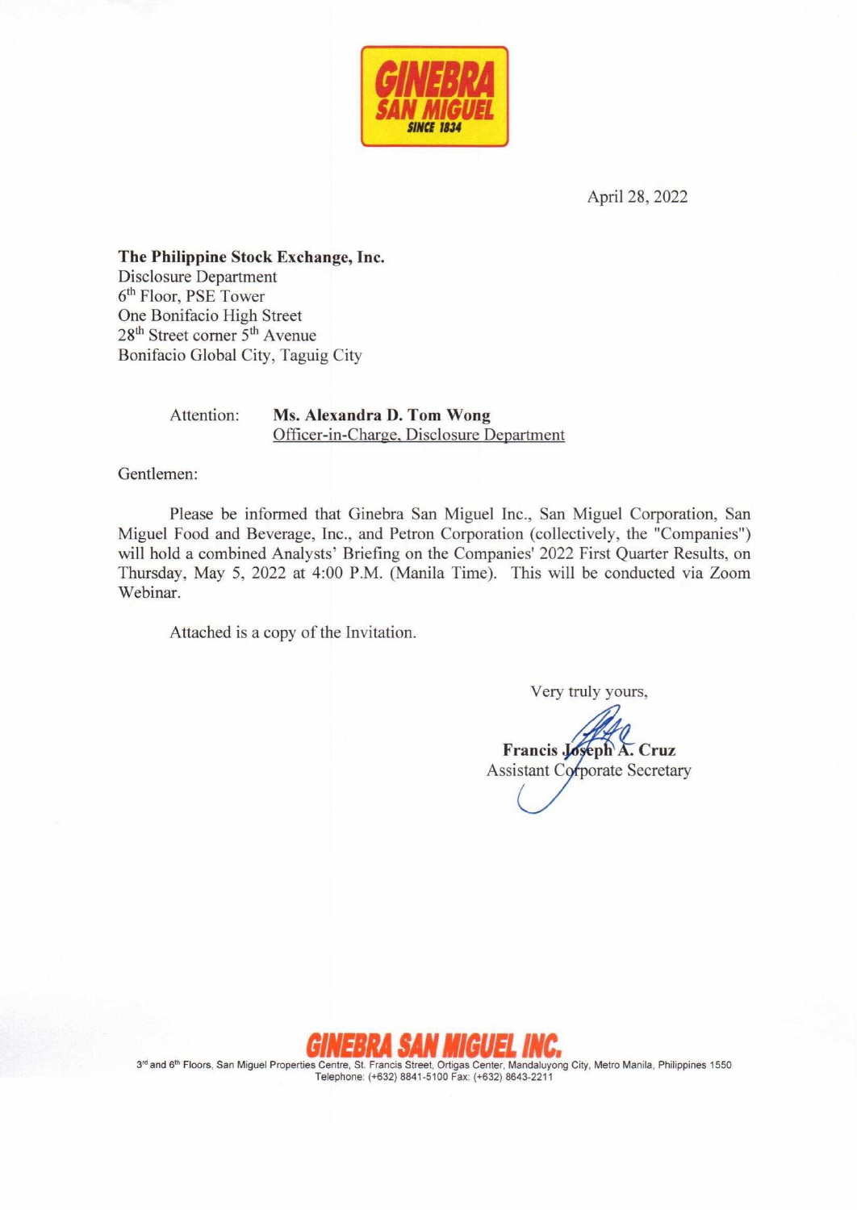April 28, 2022

**The Philippine Stock Exchange, Inc.**
Disclosure Department
6th Floor, PSE Tower
One Bonifacio High Street
28th Street corner 5th Avenue
Bonifacio Global City, Taguig City

Attention: **Ms. Alexandra D. Tom Wong**
Officer-in-Charge, Disclosure Department

Gentlemen:

Please be informed that Ginebra San Miguel Inc., San Miguel Corporation, San Miguel Food and Beverage, Inc., and Petron Corporation (collectively, the "Companies") will hold a combined Analysts' Briefing on the Companies' 2022 First Quarter Results, on Thursday, May 5, 2022 at 4:00 P.M. (Manila Time). This will be conducted via Zoom Webinar.

Attached is a copy of the Invitation.

Very truly yours,

**Francis Joseph A. Cruz**
Assistant Corporate Secretary

**GINEBRA SAN MIGUEL INC.**
3rd and 6th Floors, San Miguel Properties Centre, St. Francis Street, Ortigas Center, Mandaluyong City, Metro Manila, Philippines 1550
Telephone: (+632) 8841-5100 Fax: (+632) 8643-2211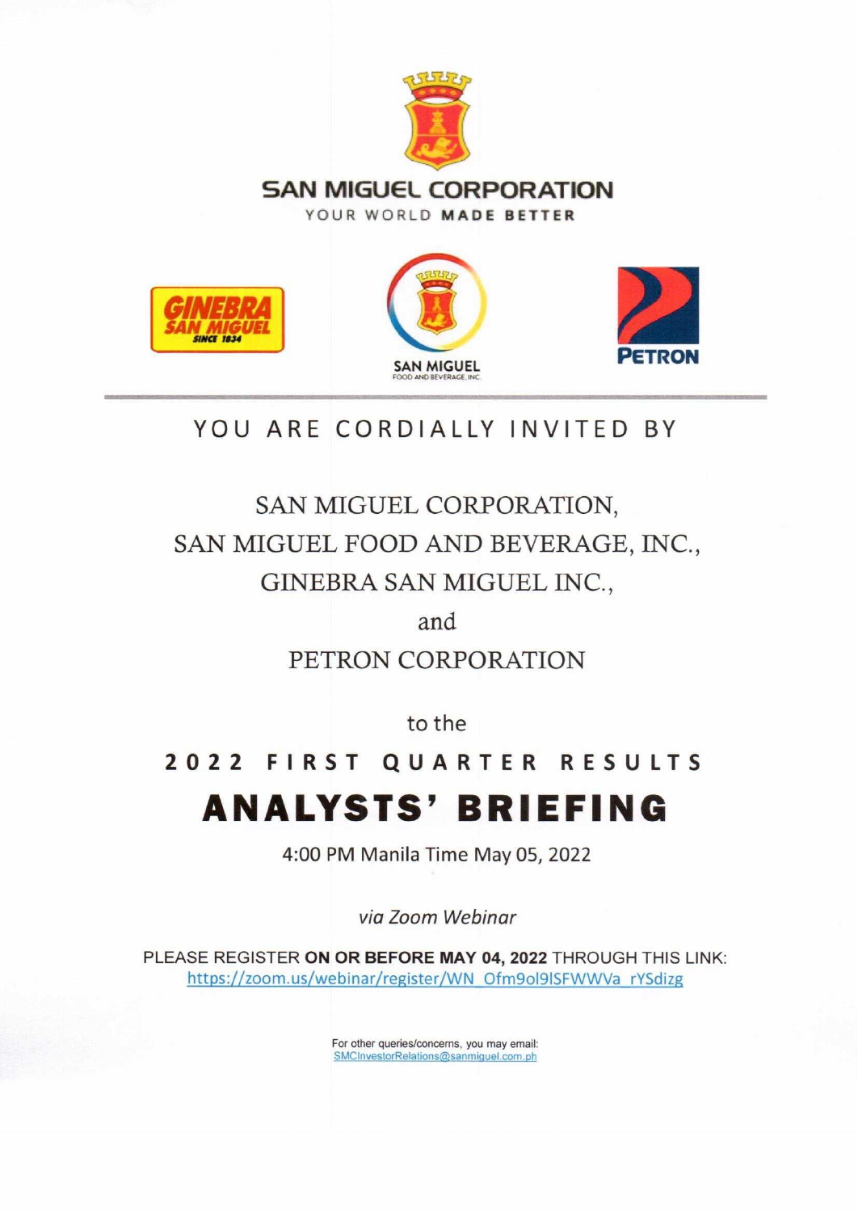SAN MIGUEL CORPORATION

YOUR WORLD **MADE BETTER**

YOU ARE CORDIALLY INVITED BY

SAN MIGUEL CORPORATION,
SAN MIGUEL FOOD AND BEVERAGE, INC.,
GINEBRA SAN MIGUEL INC.,
and
PETRON CORPORATION

to the

## 2022 FIRST QUARTER RESULTS

# ANALYSTS' BRIEFING

4:00 PM Manila Time May 05, 2022

*via Zoom Webinar*

PLEASE REGISTER **ON OR BEFORE MAY 04, 2022** THROUGH THIS LINK:
https://zoom.us/webinar/register/WN_Ofm9ol9lSFWWVa_rYSdizg

For other queries/concerns, you may email:
SMCInvestorRelations@sanmiguel.com.ph